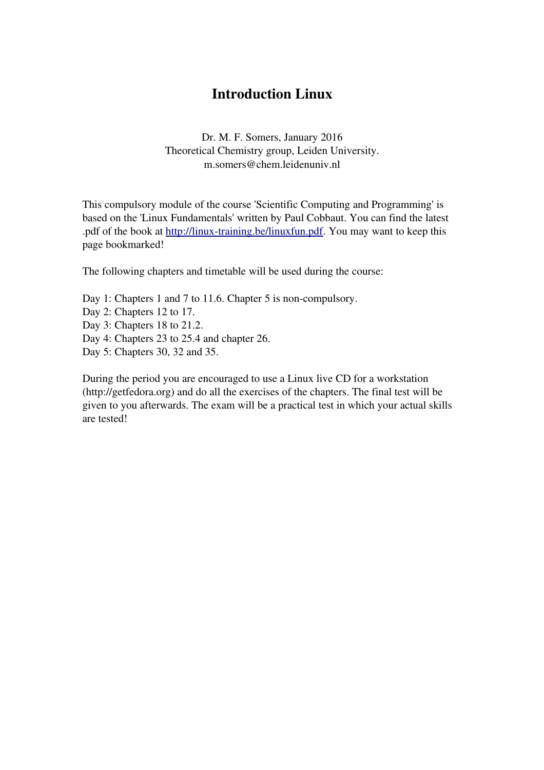# Introduction Linux

Dr. M. F. Somers, January 2016
Theoretical Chemistry group, Leiden University.
m.somers@chem.leidenuniv.nl

This compulsory module of the course 'Scientific Computing and Programming' is based on the 'Linux Fundamentals' written by Paul Cobbaut. You can find the latest .pdf of the book at [http://linux-training.be/linuxfun.pdf](http://linux-training.be/linuxfun.pdf). You may want to keep this page bookmarked!

The following chapters and timetable will be used during the course:

Day 1: Chapters 1 and 7 to 11.6. Chapter 5 is non-compulsory.
Day 2: Chapters 12 to 17.
Day 3: Chapters 18 to 21.2.
Day 4: Chapters 23 to 25.4 and chapter 26.
Day 5: Chapters 30, 32 and 35.

During the period you are encouraged to use a Linux live CD for a workstation (http://getfedora.org) and do all the exercises of the chapters. The final test will be given to you afterwards. The exam will be a practical test in which your actual skills are tested!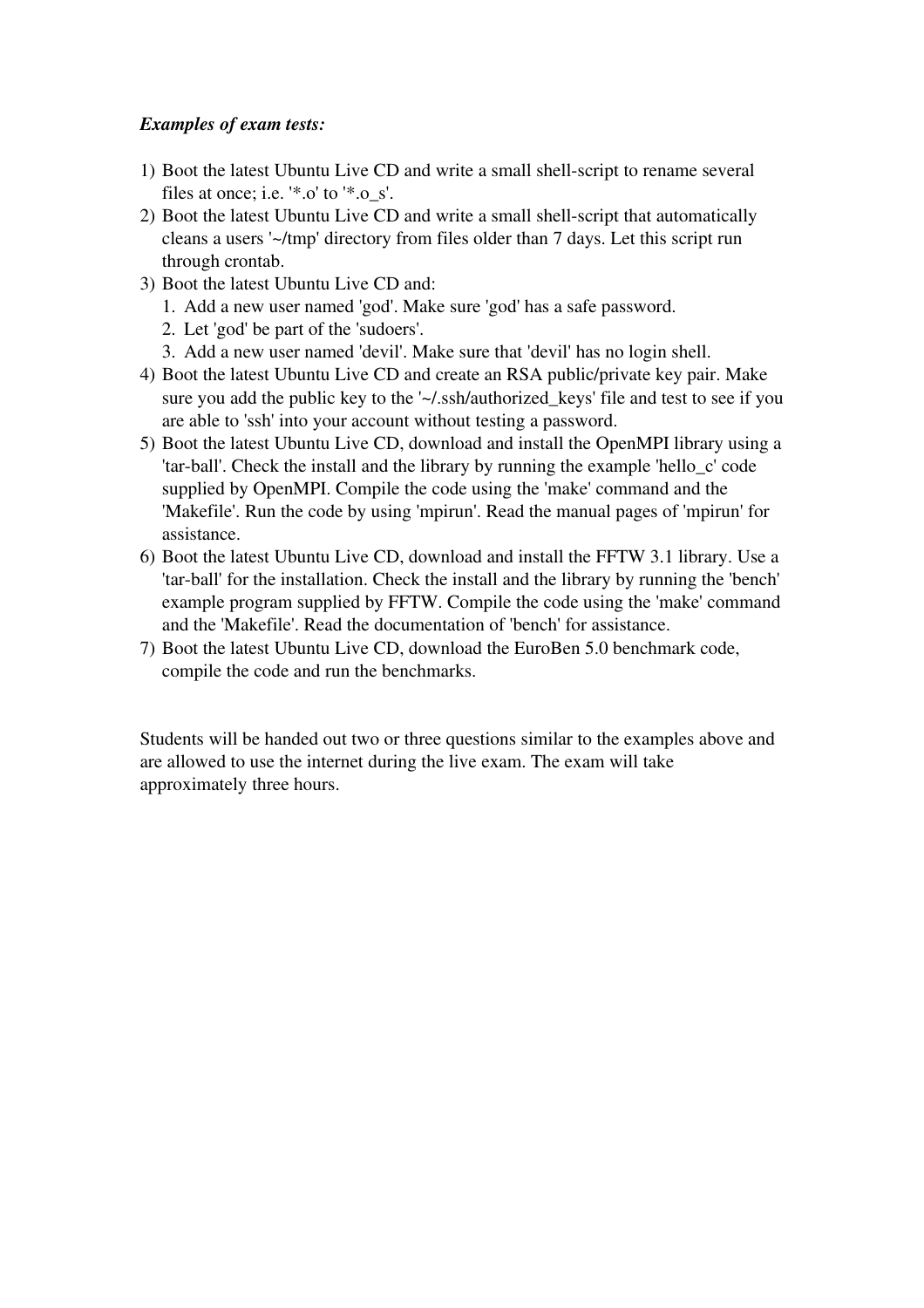***Examples of exam tests:***

1) Boot the latest Ubuntu Live CD and write a small shell-script to rename several files at once; i.e. '*.o' to '*.o_s'.
2) Boot the latest Ubuntu Live CD and write a small shell-script that automatically cleans a users '~/tmp' directory from files older than 7 days. Let this script run through crontab.
3) Boot the latest Ubuntu Live CD and:
   1. Add a new user named 'god'. Make sure 'god' has a safe password.
   2. Let 'god' be part of the 'sudoers'.
   3. Add a new user named 'devil'. Make sure that 'devil' has no login shell.
4) Boot the latest Ubuntu Live CD and create an RSA public/private key pair. Make sure you add the public key to the '~/.ssh/authorized_keys' file and test to see if you are able to 'ssh' into your account without testing a password.
5) Boot the latest Ubuntu Live CD, download and install the OpenMPI library using a 'tar-ball'. Check the install and the library by running the example 'hello_c' code supplied by OpenMPI. Compile the code using the 'make' command and the 'Makefile'. Run the code by using 'mpirun'. Read the manual pages of 'mpirun' for assistance.
6) Boot the latest Ubuntu Live CD, download and install the FFTW 3.1 library. Use a 'tar-ball' for the installation. Check the install and the library by running the 'bench' example program supplied by FFTW. Compile the code using the 'make' command and the 'Makefile'. Read the documentation of 'bench' for assistance.
7) Boot the latest Ubuntu Live CD, download the EuroBen 5.0 benchmark code, compile the code and run the benchmarks.

Students will be handed out two or three questions similar to the examples above and are allowed to use the internet during the live exam. The exam will take approximately three hours.